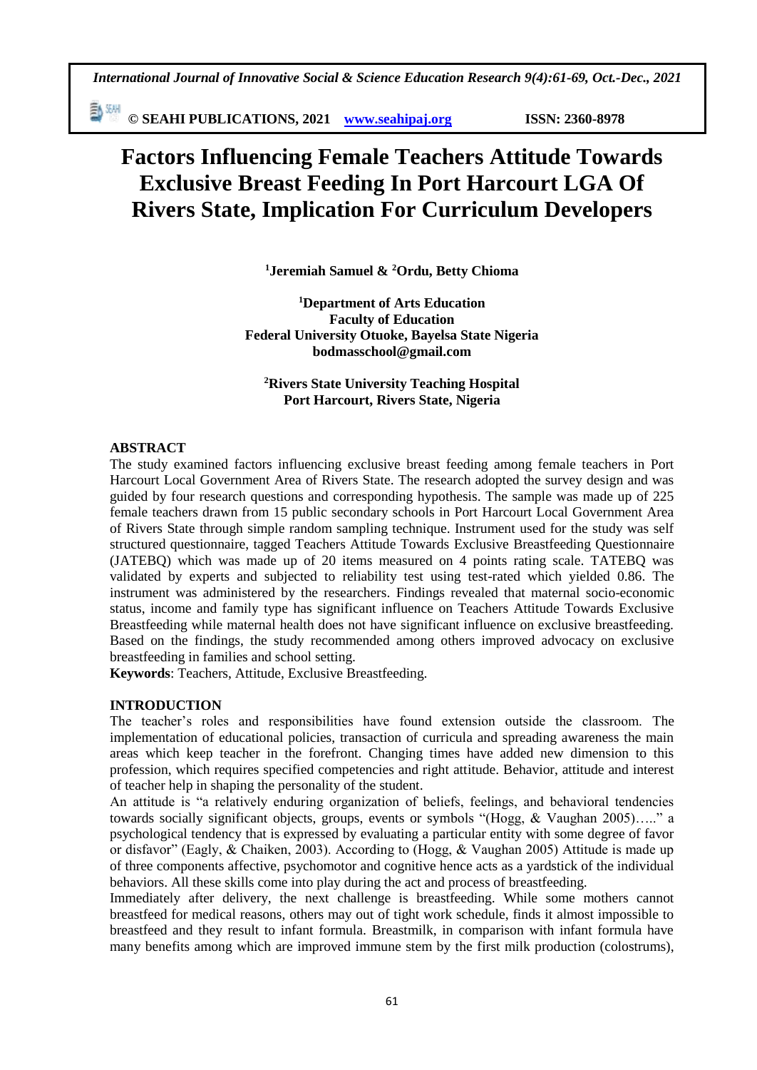# Factors Influencing Female Teachers Attitude Towards Exclusive Breast Feeding In Port Harcourt LGA Of Rivers State, Implication For Curriculum Developers

**[1]Jeremiah Samuel & [2]Ordu, Betty Chioma**

**[1]Department of Arts Education**
**Faculty of Education**
**Federal University Otuoke, Bayelsa State Nigeria**
**bodmasschool@gmail.com**

**[2]Rivers State University Teaching Hospital**
**Port Harcourt, Rivers State, Nigeria**

## ABSTRACT

The study examined factors influencing exclusive breast feeding among female teachers in Port Harcourt Local Government Area of Rivers State. The research adopted the survey design and was guided by four research questions and corresponding hypothesis. The sample was made up of 225 female teachers drawn from 15 public secondary schools in Port Harcourt Local Government Area of Rivers State through simple random sampling technique. Instrument used for the study was self structured questionnaire, tagged Teachers Attitude Towards Exclusive Breastfeeding Questionnaire (JATEBQ) which was made up of 20 items measured on 4 points rating scale. TATEBQ was validated by experts and subjected to reliability test using test-rated which yielded 0.86. The instrument was administered by the researchers. Findings revealed that maternal socio-economic status, income and family type has significant influence on Teachers Attitude Towards Exclusive Breastfeeding while maternal health does not have significant influence on exclusive breastfeeding. Based on the findings, the study recommended among others improved advocacy on exclusive breastfeeding in families and school setting.

**Keywords**: Teachers, Attitude, Exclusive Breastfeeding.

## INTRODUCTION

The teacher's roles and responsibilities have found extension outside the classroom. The implementation of educational policies, transaction of curricula and spreading awareness the main areas which keep teacher in the forefront. Changing times have added new dimension to this profession, which requires specified competencies and right attitude. Behavior, attitude and interest of teacher help in shaping the personality of the student.

An attitude is "a relatively enduring organization of beliefs, feelings, and behavioral tendencies towards socially significant objects, groups, events or symbols "(Hogg, & Vaughan 2005)….." a psychological tendency that is expressed by evaluating a particular entity with some degree of favor or disfavor" (Eagly, & Chaiken, 2003). According to (Hogg, & Vaughan 2005) Attitude is made up of three components affective, psychomotor and cognitive hence acts as a yardstick of the individual behaviors. All these skills come into play during the act and process of breastfeeding.

Immediately after delivery, the next challenge is breastfeeding. While some mothers cannot breastfeed for medical reasons, others may out of tight work schedule, finds it almost impossible to breastfeed and they result to infant formula. Breastmilk, in comparison with infant formula have many benefits among which are improved immune stem by the first milk production (colostrums),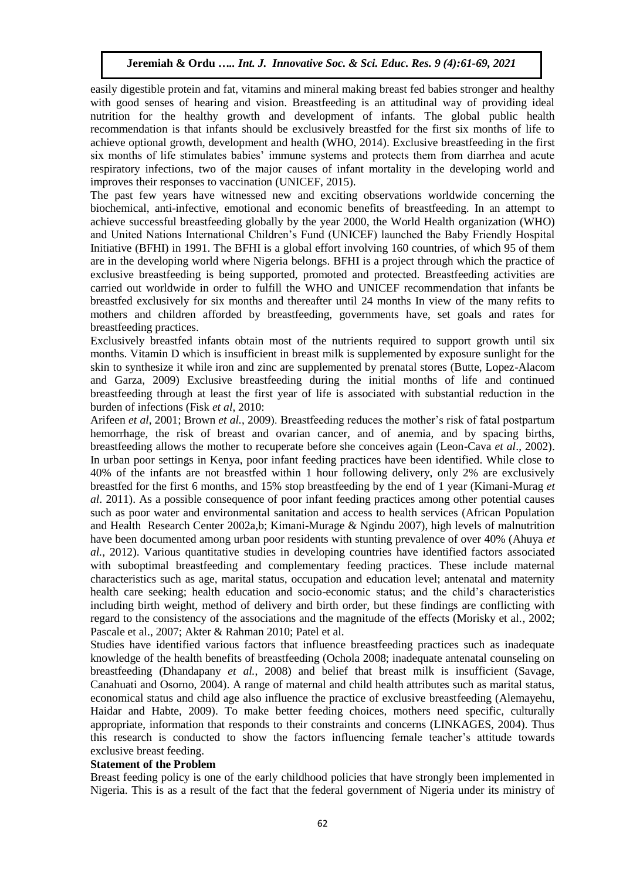easily digestible protein and fat, vitamins and mineral making breast fed babies stronger and healthy with good senses of hearing and vision. Breastfeeding is an attitudinal way of providing ideal nutrition for the healthy growth and development of infants. The global public health recommendation is that infants should be exclusively breastfed for the first six months of life to achieve optional growth, development and health (WHO, 2014). Exclusive breastfeeding in the first six months of life stimulates babies' immune systems and protects them from diarrhea and acute respiratory infections, two of the major causes of infant mortality in the developing world and improves their responses to vaccination (UNICEF, 2015).

The past few years have witnessed new and exciting observations worldwide concerning the biochemical, anti-infective, emotional and economic benefits of breastfeeding. In an attempt to achieve successful breastfeeding globally by the year 2000, the World Health organization (WHO) and United Nations International Children's Fund (UNICEF) launched the Baby Friendly Hospital Initiative (BFHI) in 1991. The BFHI is a global effort involving 160 countries, of which 95 of them are in the developing world where Nigeria belongs. BFHI is a project through which the practice of exclusive breastfeeding is being supported, promoted and protected. Breastfeeding activities are carried out worldwide in order to fulfill the WHO and UNICEF recommendation that infants be breastfed exclusively for six months and thereafter until 24 months In view of the many refits to mothers and children afforded by breastfeeding, governments have, set goals and rates for breastfeeding practices.

Exclusively breastfed infants obtain most of the nutrients required to support growth until six months. Vitamin D which is insufficient in breast milk is supplemented by exposure sunlight for the skin to synthesize it while iron and zinc are supplemented by prenatal stores (Butte, Lopez-Alacom and Garza, 2009) Exclusive breastfeeding during the initial months of life and continued breastfeeding through at least the first year of life is associated with substantial reduction in the burden of infections (Fisk *et al*, 2010:

Arifeen *et al*, 2001; Brown *et al.*, 2009). Breastfeeding reduces the mother's risk of fatal postpartum hemorrhage, the risk of breast and ovarian cancer, and of anemia, and by spacing births, breastfeeding allows the mother to recuperate before she conceives again (Leon-Cava *et al*., 2002). In urban poor settings in Kenya, poor infant feeding practices have been identified. While close to 40% of the infants are not breastfed within 1 hour following delivery, only 2% are exclusively breastfed for the first 6 months, and 15% stop breastfeeding by the end of 1 year (Kimani-Murag *et al*. 2011). As a possible consequence of poor infant feeding practices among other potential causes such as poor water and environmental sanitation and access to health services (African Population and Health Research Center 2002a,b; Kimani-Murage & Ngindu 2007), high levels of malnutrition have been documented among urban poor residents with stunting prevalence of over 40% (Ahuya *et al.*, 2012). Various quantitative studies in developing countries have identified factors associated with suboptimal breastfeeding and complementary feeding practices. These include maternal characteristics such as age, marital status, occupation and education level; antenatal and maternity health care seeking; health education and socio-economic status; and the child's characteristics including birth weight, method of delivery and birth order, but these findings are conflicting with regard to the consistency of the associations and the magnitude of the effects (Morisky et al., 2002; Pascale et al., 2007; Akter & Rahman 2010; Patel et al.

Studies have identified various factors that influence breastfeeding practices such as inadequate knowledge of the health benefits of breastfeeding (Ochola 2008; inadequate antenatal counseling on breastfeeding (Dhandapany *et al.*, 2008) and belief that breast milk is insufficient (Savage, Canahuati and Osorno, 2004). A range of maternal and child health attributes such as marital status, economical status and child age also influence the practice of exclusive breastfeeding (Alemayehu, Haidar and Habte, 2009). To make better feeding choices, mothers need specific, culturally appropriate, information that responds to their constraints and concerns (LINKAGES, 2004). Thus this research is conducted to show the factors influencing female teacher's attitude towards exclusive breast feeding.

**Statement of the Problem**

Breast feeding policy is one of the early childhood policies that have strongly been implemented in Nigeria. This is as a result of the fact that the federal government of Nigeria under its ministry of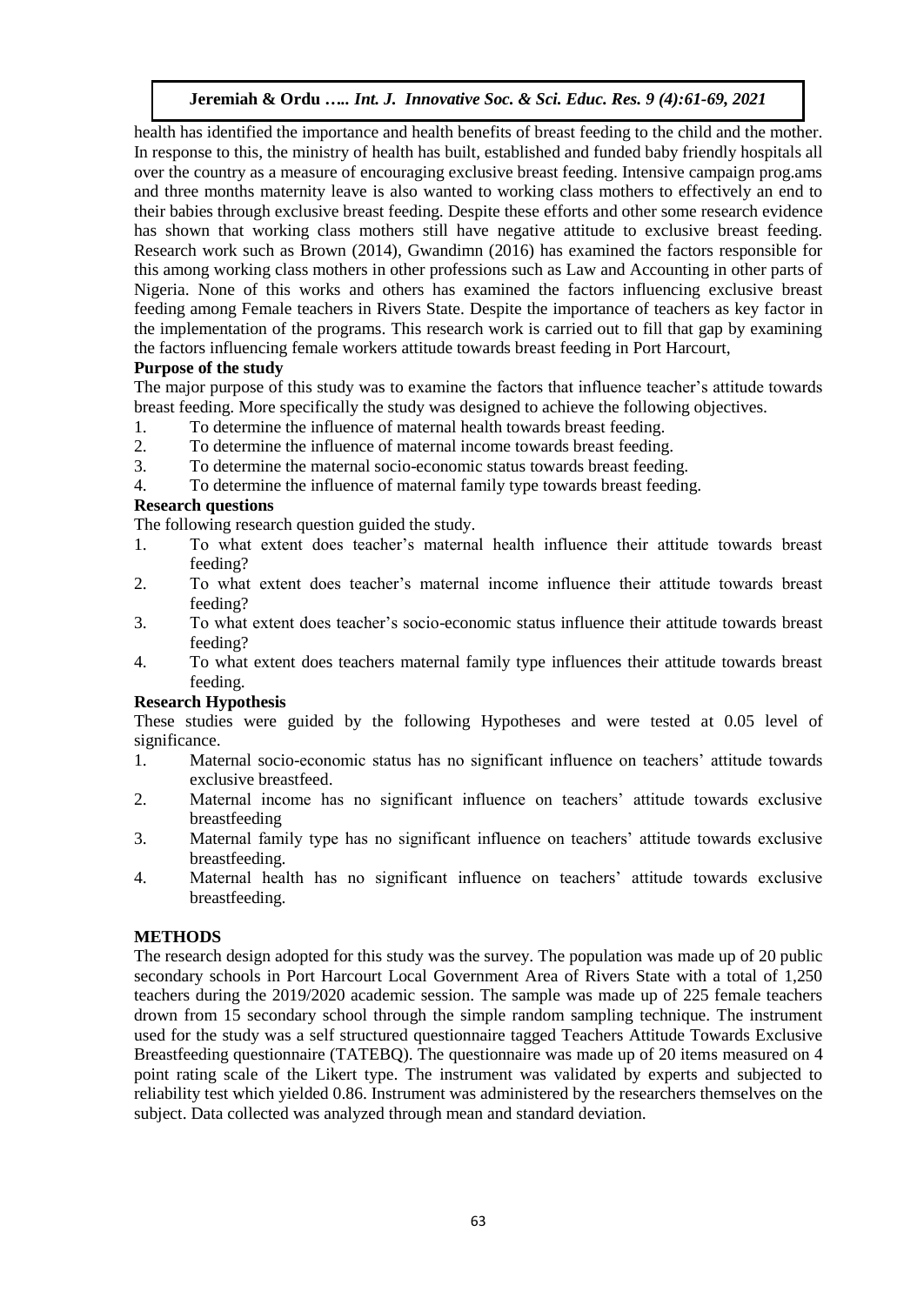health has identified the importance and health benefits of breast feeding to the child and the mother. In response to this, the ministry of health has built, established and funded baby friendly hospitals all over the country as a measure of encouraging exclusive breast feeding. Intensive campaign prog.ams and three months maternity leave is also wanted to working class mothers to effectively an end to their babies through exclusive breast feeding. Despite these efforts and other some research evidence has shown that working class mothers still have negative attitude to exclusive breast feeding. Research work such as Brown (2014), Gwandimn (2016) has examined the factors responsible for this among working class mothers in other professions such as Law and Accounting in other parts of Nigeria. None of this works and others has examined the factors influencing exclusive breast feeding among Female teachers in Rivers State. Despite the importance of teachers as key factor in the implementation of the programs. This research work is carried out to fill that gap by examining the factors influencing female workers attitude towards breast feeding in Port Harcourt,

**Purpose of the study**

The major purpose of this study was to examine the factors that influence teacher's attitude towards breast feeding. More specifically the study was designed to achieve the following objectives.

1. To determine the influence of maternal health towards breast feeding.
2. To determine the influence of maternal income towards breast feeding.
3. To determine the maternal socio-economic status towards breast feeding.
4. To determine the influence of maternal family type towards breast feeding.

**Research questions**

The following research question guided the study.

1. To what extent does teacher's maternal health influence their attitude towards breast feeding?
2. To what extent does teacher's maternal income influence their attitude towards breast feeding?
3. To what extent does teacher's socio-economic status influence their attitude towards breast feeding?
4. To what extent does teachers maternal family type influences their attitude towards breast feeding.

**Research Hypothesis**

These studies were guided by the following Hypotheses and were tested at 0.05 level of significance.

1. Maternal socio-economic status has no significant influence on teachers' attitude towards exclusive breastfeed.
2. Maternal income has no significant influence on teachers' attitude towards exclusive breastfeeding
3. Maternal family type has no significant influence on teachers' attitude towards exclusive breastfeeding.
4. Maternal health has no significant influence on teachers' attitude towards exclusive breastfeeding.

## METHODS

The research design adopted for this study was the survey. The population was made up of 20 public secondary schools in Port Harcourt Local Government Area of Rivers State with a total of 1,250 teachers during the 2019/2020 academic session. The sample was made up of 225 female teachers drown from 15 secondary school through the simple random sampling technique. The instrument used for the study was a self structured questionnaire tagged Teachers Attitude Towards Exclusive Breastfeeding questionnaire (TATEBQ). The questionnaire was made up of 20 items measured on 4 point rating scale of the Likert type. The instrument was validated by experts and subjected to reliability test which yielded 0.86. Instrument was administered by the researchers themselves on the subject. Data collected was analyzed through mean and standard deviation.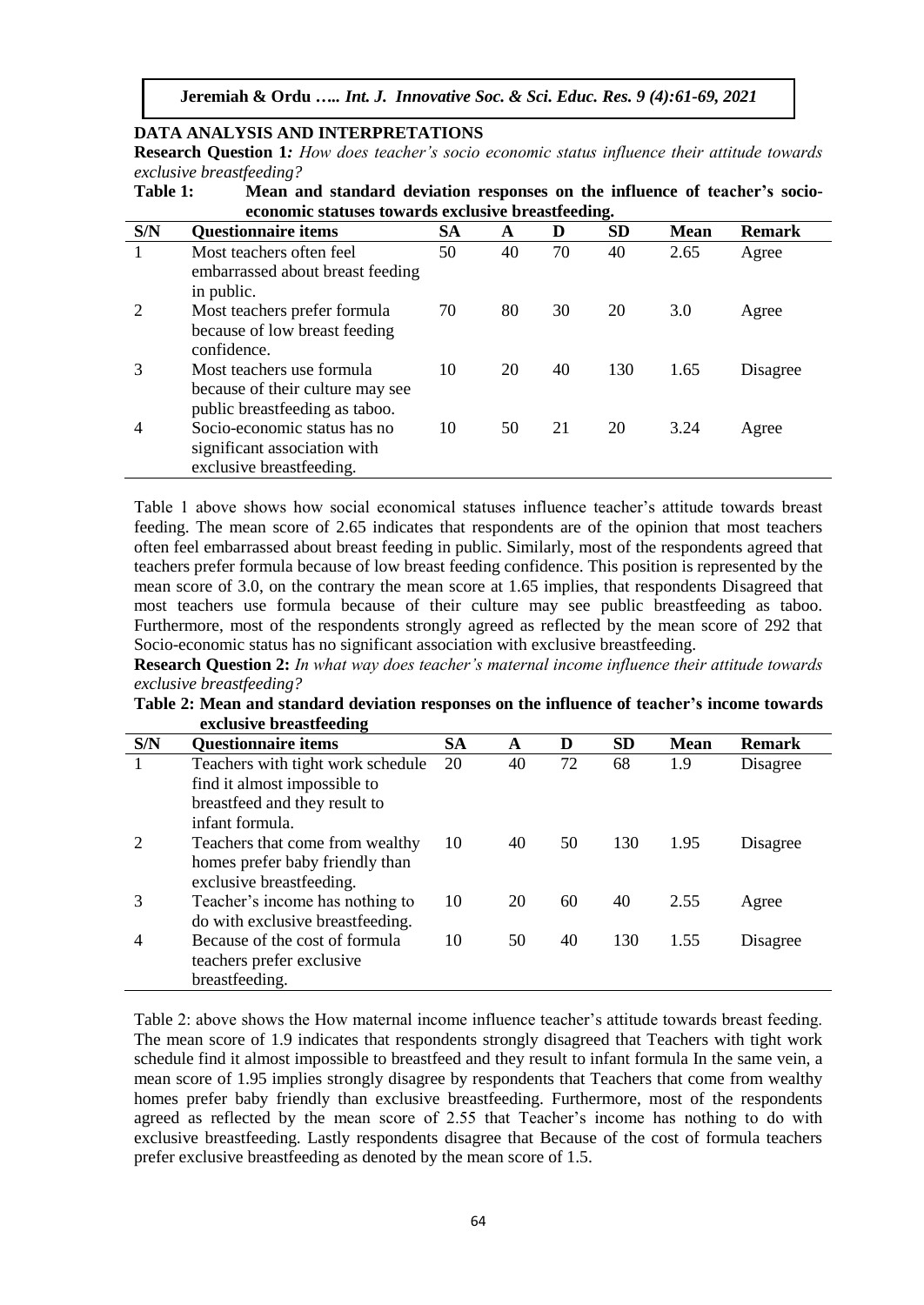## DATA ANALYSIS AND INTERPRETATIONS

**Research Question 1***: How does teacher's socio economic status influence their attitude towards exclusive breastfeeding?*

**Table 1: Mean and standard deviation responses on the influence of teacher's socio-economic statuses towards exclusive breastfeeding.**

| S/N | Questionnaire items | SA | A | D | SD | Mean | Remark |
|---|---|---|---|---|---|---|---|
| 1 | Most teachers often feel embarrassed about breast feeding in public. | 50 | 40 | 70 | 40 | 2.65 | Agree |
| 2 | Most teachers prefer formula because of low breast feeding confidence. | 70 | 80 | 30 | 20 | 3.0 | Agree |
| 3 | Most teachers use formula because of their culture may see public breastfeeding as taboo. | 10 | 20 | 40 | 130 | 1.65 | Disagree |
| 4 | Socio-economic status has no significant association with exclusive breastfeeding. | 10 | 50 | 21 | 20 | 3.24 | Agree |

Table 1 above shows how social economical statuses influence teacher's attitude towards breast feeding. The mean score of 2.65 indicates that respondents are of the opinion that most teachers often feel embarrassed about breast feeding in public. Similarly, most of the respondents agreed that teachers prefer formula because of low breast feeding confidence. This position is represented by the mean score of 3.0, on the contrary the mean score at 1.65 implies, that respondents Disagreed that most teachers use formula because of their culture may see public breastfeeding as taboo. Furthermore, most of the respondents strongly agreed as reflected by the mean score of 292 that Socio-economic status has no significant association with exclusive breastfeeding.

**Research Question 2:** *In what way does teacher's maternal income influence their attitude towards exclusive breastfeeding?*

**Table 2: Mean and standard deviation responses on the influence of teacher's income towards exclusive breastfeeding**

| S/N | Questionnaire items | SA | A | D | SD | Mean | Remark |
|---|---|---|---|---|---|---|---|
| 1 | Teachers with tight work schedule find it almost impossible to breastfeed and they result to infant formula. | 20 | 40 | 72 | 68 | 1.9 | Disagree |
| 2 | Teachers that come from wealthy homes prefer baby friendly than exclusive breastfeeding. | 10 | 40 | 50 | 130 | 1.95 | Disagree |
| 3 | Teacher's income has nothing to do with exclusive breastfeeding. | 10 | 20 | 60 | 40 | 2.55 | Agree |
| 4 | Because of the cost of formula teachers prefer exclusive breastfeeding. | 10 | 50 | 40 | 130 | 1.55 | Disagree |

Table 2: above shows the How maternal income influence teacher's attitude towards breast feeding. The mean score of 1.9 indicates that respondents strongly disagreed that Teachers with tight work schedule find it almost impossible to breastfeed and they result to infant formula In the same vein, a mean score of 1.95 implies strongly disagree by respondents that Teachers that come from wealthy homes prefer baby friendly than exclusive breastfeeding. Furthermore, most of the respondents agreed as reflected by the mean score of 2.55 that Teacher's income has nothing to do with exclusive breastfeeding. Lastly respondents disagree that Because of the cost of formula teachers prefer exclusive breastfeeding as denoted by the mean score of 1.5.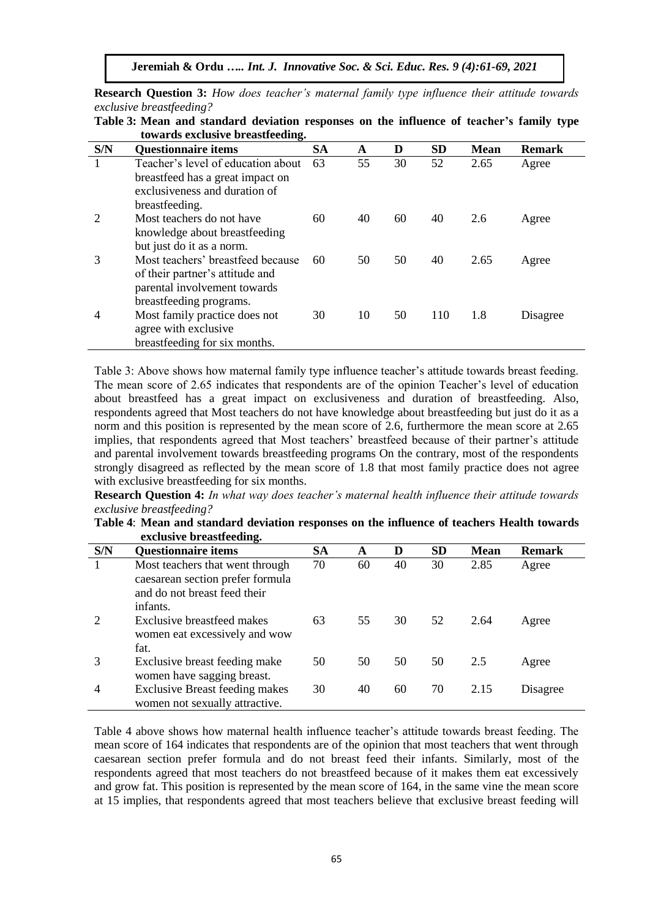**Research Question 3:** *How does teacher's maternal family type influence their attitude towards exclusive breastfeeding?*

**Table 3: Mean and standard deviation responses on the influence of teacher's family type towards exclusive breastfeeding.**

| S/N | Questionnaire items | SA | A | D | SD | Mean | Remark |
|---|---|---|---|---|---|---|---|
| 1 | Teacher's level of education about breastfeed has a great impact on exclusiveness and duration of breastfeeding. | 63 | 55 | 30 | 52 | 2.65 | Agree |
| 2 | Most teachers do not have knowledge about breastfeeding but just do it as a norm. | 60 | 40 | 60 | 40 | 2.6 | Agree |
| 3 | Most teachers' breastfeed because of their partner's attitude and parental involvement towards breastfeeding programs. | 60 | 50 | 50 | 40 | 2.65 | Agree |
| 4 | Most family practice does not agree with exclusive breastfeeding for six months. | 30 | 10 | 50 | 110 | 1.8 | Disagree |

Table 3: Above shows how maternal family type influence teacher's attitude towards breast feeding. The mean score of 2.65 indicates that respondents are of the opinion Teacher's level of education about breastfeed has a great impact on exclusiveness and duration of breastfeeding. Also, respondents agreed that Most teachers do not have knowledge about breastfeeding but just do it as a norm and this position is represented by the mean score of 2.6, furthermore the mean score at 2.65 implies, that respondents agreed that Most teachers' breastfeed because of their partner's attitude and parental involvement towards breastfeeding programs On the contrary, most of the respondents strongly disagreed as reflected by the mean score of 1.8 that most family practice does not agree with exclusive breastfeeding for six months.

**Research Question 4:** *In what way does teacher's maternal health influence their attitude towards exclusive breastfeeding?*

**Table 4**: **Mean and standard deviation responses on the influence of teachers Health towards exclusive breastfeeding.**

| S/N | Questionnaire items | SA | A | D | SD | Mean | Remark |
|---|---|---|---|---|---|---|---|
| 1 | Most teachers that went through caesarean section prefer formula and do not breast feed their infants. | 70 | 60 | 40 | 30 | 2.85 | Agree |
| 2 | Exclusive breastfeed makes women eat excessively and wow fat. | 63 | 55 | 30 | 52 | 2.64 | Agree |
| 3 | Exclusive breast feeding make women have sagging breast. | 50 | 50 | 50 | 50 | 2.5 | Agree |
| 4 | Exclusive Breast feeding makes women not sexually attractive. | 30 | 40 | 60 | 70 | 2.15 | Disagree |

Table 4 above shows how maternal health influence teacher's attitude towards breast feeding. The mean score of 164 indicates that respondents are of the opinion that most teachers that went through caesarean section prefer formula and do not breast feed their infants. Similarly, most of the respondents agreed that most teachers do not breastfeed because of it makes them eat excessively and grow fat. This position is represented by the mean score of 164, in the same vine the mean score at 15 implies, that respondents agreed that most teachers believe that exclusive breast feeding will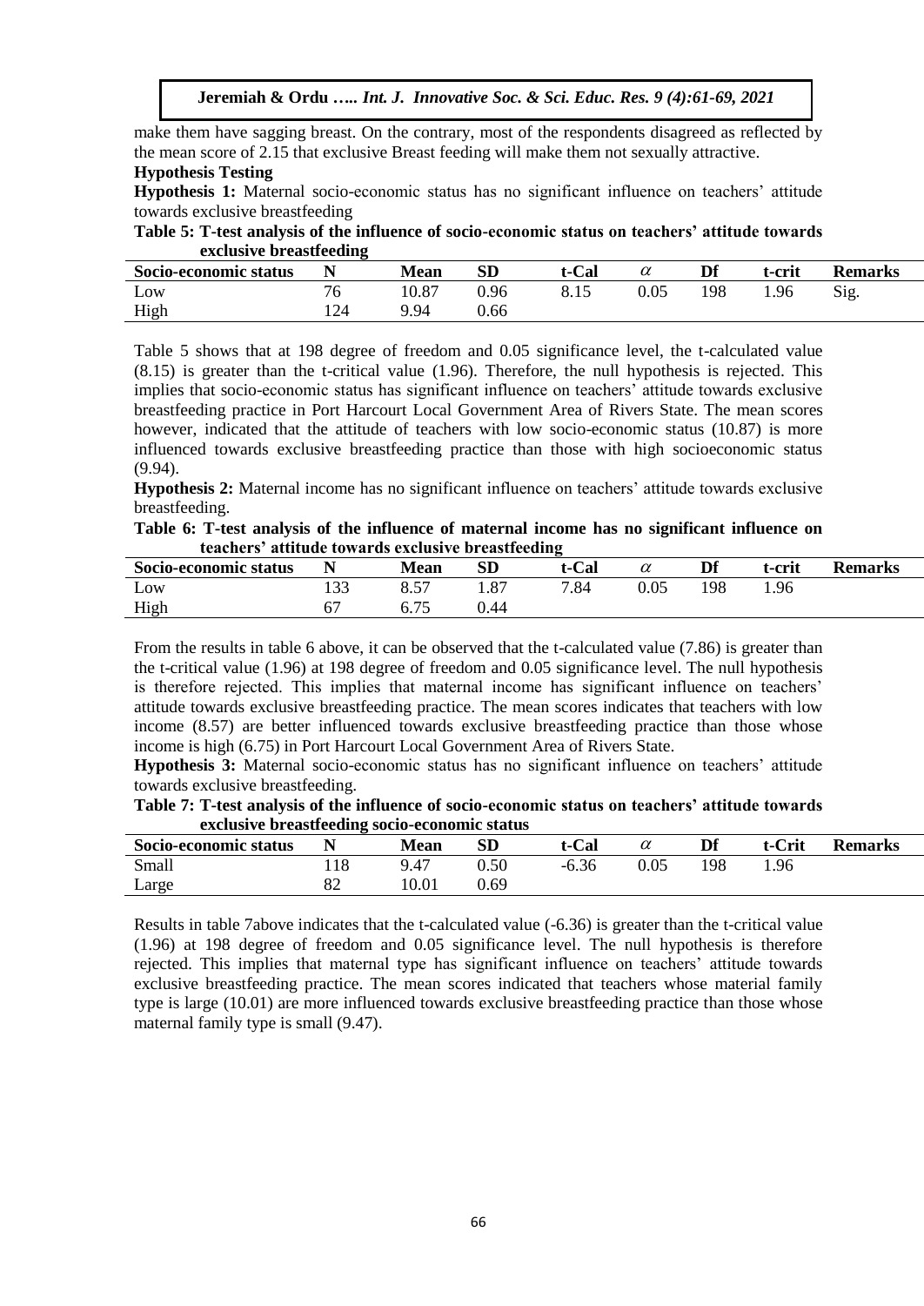make them have sagging breast. On the contrary, most of the respondents disagreed as reflected by the mean score of 2.15 that exclusive Breast feeding will make them not sexually attractive.

**Hypothesis Testing**

**Hypothesis 1:** Maternal socio-economic status has no significant influence on teachers' attitude towards exclusive breastfeeding

**Table 5: T-test analysis of the influence of socio-economic status on teachers' attitude towards exclusive breastfeeding**

| Socio-economic status | N | Mean | SD | t-Cal | $\alpha$ | Df | t-crit | Remarks |
|---|---|---|---|---|---|---|---|---|
| Low | 76 | 10.87 | 0.96 | 8.15 | 0.05 | 198 | 1.96 | Sig. |
| High | 124 | 9.94 | 0.66 | | | | | |

Table 5 shows that at 198 degree of freedom and 0.05 significance level, the t-calculated value (8.15) is greater than the t-critical value (1.96). Therefore, the null hypothesis is rejected. This implies that socio-economic status has significant influence on teachers' attitude towards exclusive breastfeeding practice in Port Harcourt Local Government Area of Rivers State. The mean scores however, indicated that the attitude of teachers with low socio-economic status (10.87) is more influenced towards exclusive breastfeeding practice than those with high socioeconomic status (9.94).

**Hypothesis 2:** Maternal income has no significant influence on teachers' attitude towards exclusive breastfeeding.

**Table 6: T-test analysis of the influence of maternal income has no significant influence on teachers' attitude towards exclusive breastfeeding**

| Socio-economic status | N | Mean | SD | t-Cal | $\alpha$ | Df | t-crit | Remarks |
|---|---|---|---|---|---|---|---|---|
| Low | 133 | 8.57 | 1.87 | 7.84 | 0.05 | 198 | 1.96 | |
| High | 67 | 6.75 | 0.44 | | | | | |

From the results in table 6 above, it can be observed that the t-calculated value (7.86) is greater than the t-critical value (1.96) at 198 degree of freedom and 0.05 significance level. The null hypothesis is therefore rejected. This implies that maternal income has significant influence on teachers' attitude towards exclusive breastfeeding practice. The mean scores indicates that teachers with low income (8.57) are better influenced towards exclusive breastfeeding practice than those whose income is high (6.75) in Port Harcourt Local Government Area of Rivers State.

**Hypothesis 3:** Maternal socio-economic status has no significant influence on teachers' attitude towards exclusive breastfeeding.

**Table 7: T-test analysis of the influence of socio-economic status on teachers' attitude towards exclusive breastfeeding socio-economic status**

| Socio-economic status | N | Mean | SD | t-Cal | $\alpha$ | Df | t-Crit | Remarks |
|---|---|---|---|---|---|---|---|---|
| Small | 118 | 9.47 | 0.50 | -6.36 | 0.05 | 198 | 1.96 | |
| Large | 82 | 10.01 | 0.69 | | | | | |

Results in table 7above indicates that the t-calculated value (-6.36) is greater than the t-critical value (1.96) at 198 degree of freedom and 0.05 significance level. The null hypothesis is therefore rejected. This implies that maternal type has significant influence on teachers' attitude towards exclusive breastfeeding practice. The mean scores indicated that teachers whose material family type is large (10.01) are more influenced towards exclusive breastfeeding practice than those whose maternal family type is small (9.47).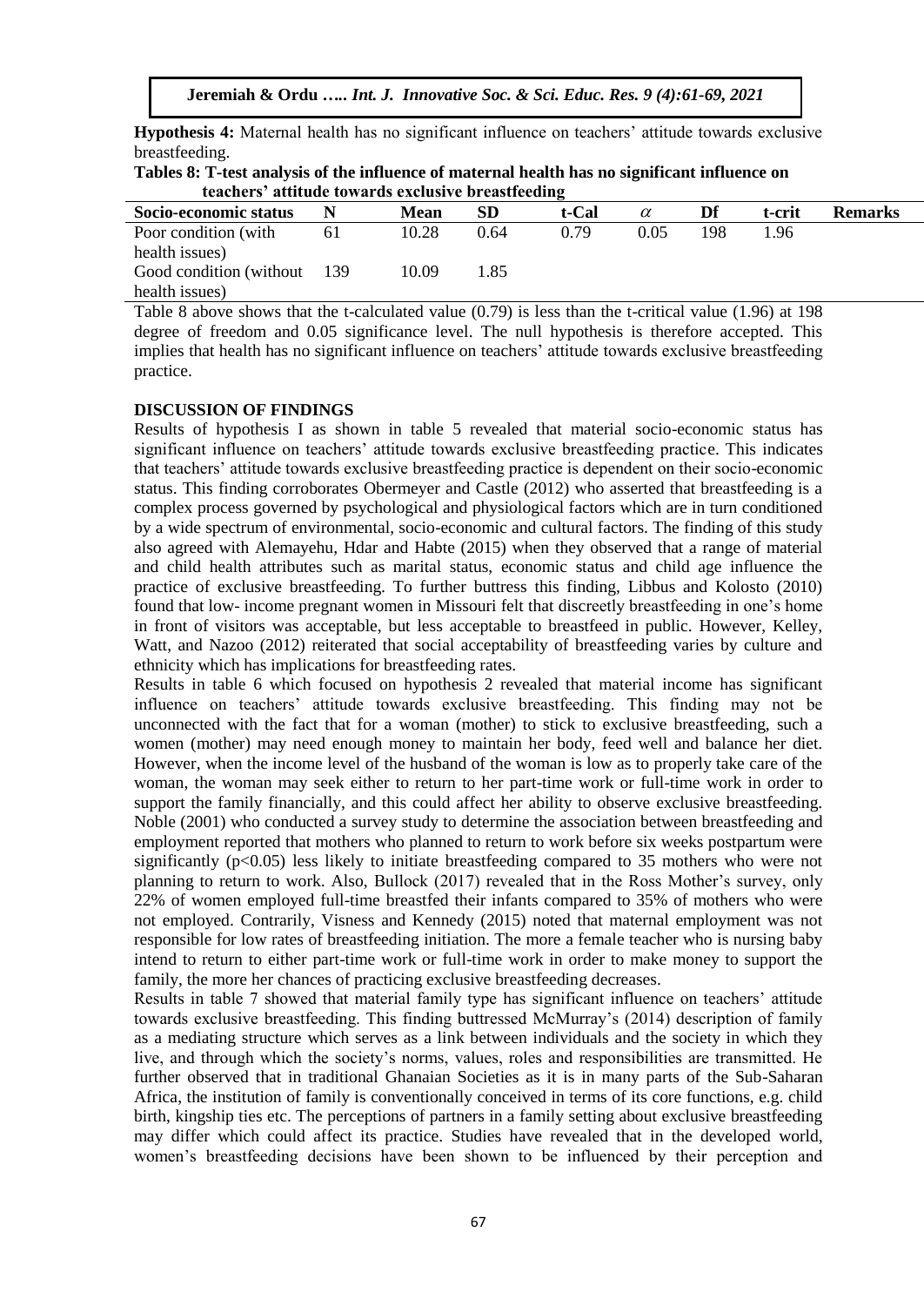**Hypothesis 4:** Maternal health has no significant influence on teachers' attitude towards exclusive breastfeeding.

**Tables 8: T-test analysis of the influence of maternal health has no significant influence on teachers' attitude towards exclusive breastfeeding**

| Socio-economic status | N | Mean | SD | t-Cal | $\alpha$ | Df | t-crit | Remarks |
|---|---|---|---|---|---|---|---|---|
| Poor condition (with health issues) | 61 | 10.28 | 0.64 | 0.79 | 0.05 | 198 | 1.96 | |
| Good condition (without health issues) | 139 | 10.09 | 1.85 | | | | | |

Table 8 above shows that the t-calculated value (0.79) is less than the t-critical value (1.96) at 198 degree of freedom and 0.05 significance level. The null hypothesis is therefore accepted. This implies that health has no significant influence on teachers' attitude towards exclusive breastfeeding practice.

**DISCUSSION OF FINDINGS**

Results of hypothesis I as shown in table 5 revealed that material socio-economic status has significant influence on teachers' attitude towards exclusive breastfeeding practice. This indicates that teachers' attitude towards exclusive breastfeeding practice is dependent on their socio-economic status. This finding corroborates Obermeyer and Castle (2012) who asserted that breastfeeding is a complex process governed by psychological and physiological factors which are in turn conditioned by a wide spectrum of environmental, socio-economic and cultural factors. The finding of this study also agreed with Alemayehu, Hdar and Habte (2015) when they observed that a range of material and child health attributes such as marital status, economic status and child age influence the practice of exclusive breastfeeding. To further buttress this finding, Libbus and Kolosto (2010) found that low- income pregnant women in Missouri felt that discreetly breastfeeding in one's home in front of visitors was acceptable, but less acceptable to breastfeed in public. However, Kelley, Watt, and Nazoo (2012) reiterated that social acceptability of breastfeeding varies by culture and ethnicity which has implications for breastfeeding rates.

Results in table 6 which focused on hypothesis 2 revealed that material income has significant influence on teachers' attitude towards exclusive breastfeeding. This finding may not be unconnected with the fact that for a woman (mother) to stick to exclusive breastfeeding, such a women (mother) may need enough money to maintain her body, feed well and balance her diet. However, when the income level of the husband of the woman is low as to properly take care of the woman, the woman may seek either to return to her part-time work or full-time work in order to support the family financially, and this could affect her ability to observe exclusive breastfeeding. Noble (2001) who conducted a survey study to determine the association between breastfeeding and employment reported that mothers who planned to return to work before six weeks postpartum were significantly ($p<0.05$) less likely to initiate breastfeeding compared to 35 mothers who were not planning to return to work. Also, Bullock (2017) revealed that in the Ross Mother's survey, only 22% of women employed full-time breastfed their infants compared to 35% of mothers who were not employed. Contrarily, Visness and Kennedy (2015) noted that maternal employment was not responsible for low rates of breastfeeding initiation. The more a female teacher who is nursing baby intend to return to either part-time work or full-time work in order to make money to support the family, the more her chances of practicing exclusive breastfeeding decreases.

Results in table 7 showed that material family type has significant influence on teachers' attitude towards exclusive breastfeeding. This finding buttressed McMurray's (2014) description of family as a mediating structure which serves as a link between individuals and the society in which they live, and through which the society's norms, values, roles and responsibilities are transmitted. He further observed that in traditional Ghanaian Societies as it is in many parts of the Sub-Saharan Africa, the institution of family is conventionally conceived in terms of its core functions, e.g. child birth, kingship ties etc. The perceptions of partners in a family setting about exclusive breastfeeding may differ which could affect its practice. Studies have revealed that in the developed world, women's breastfeeding decisions have been shown to be influenced by their perception and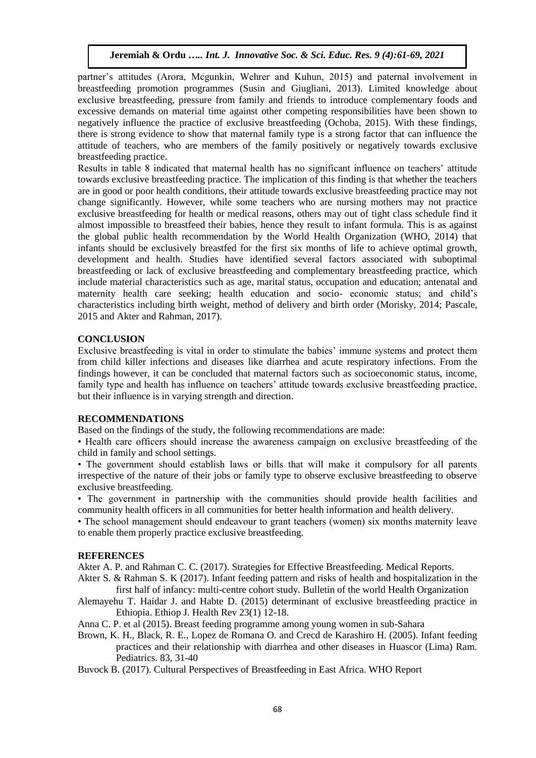partner's attitudes (Arora, Mcgunkin, Wehrer and Kuhun, 2015) and paternal involvement in breastfeeding promotion programmes (Susin and Giugliani, 2013). Limited knowledge about exclusive breastfeeding, pressure from family and friends to introduce complementary foods and excessive demands on material time against other competing responsibilities have been shown to negatively influence the practice of exclusive breastfeeding (Ochoba, 2015). With these findings, there is strong evidence to show that maternal family type is a strong factor that can influence the attitude of teachers, who are members of the family positively or negatively towards exclusive breastfeeding practice.

Results in table 8 indicated that maternal health has no significant influence on teachers' attitude towards exclusive breastfeeding practice. The implication of this finding is that whether the teachers are in good or poor health conditions, their attitude towards exclusive breastfeeding practice may not change significantly. However, while some teachers who are nursing mothers may not practice exclusive breastfeeding for health or medical reasons, others may out of tight class schedule find it almost impossible to breastfeed their babies, hence they result to infant formula. This is as against the global public health recommendation by the World Health Organization (WHO, 2014) that infants should be exclusively breastfed for the first six months of life to achieve optimal growth, development and health. Studies have identified several factors associated with suboptimal breastfeeding or lack of exclusive breastfeeding and complementary breastfeeding practice, which include material characteristics such as age, marital status, occupation and education; antenatal and maternity health care seeking; health education and socio- economic status; and child's characteristics including birth weight, method of delivery and birth order (Morisky, 2014; Pascale, 2015 and Akter and Rahman, 2017).

## CONCLUSION

Exclusive breastfeeding is vital in order to stimulate the babies' immune systems and protect them from child killer infections and diseases like diarrhea and acute respiratory infections. From the findings however, it can be concluded that maternal factors such as socioeconomic status, income, family type and health has influence on teachers' attitude towards exclusive breastfeeding practice, but their influence is in varying strength and direction.

## RECOMMENDATIONS

Based on the findings of the study, the following recommendations are made:

- Health care officers should increase the awareness campaign on exclusive breastfeeding of the child in family and school settings.
- The government should establish laws or bills that will make it compulsory for all parents irrespective of the nature of their jobs or family type to observe exclusive breastfeeding to observe exclusive breastfeeding.
- The government in partnership with the communities should provide health facilities and community health officers in all communities for better health information and health delivery.
- The school management should endeavour to grant teachers (women) six months maternity leave to enable them properly practice exclusive breastfeeding.

## REFERENCES

Akter A. P. and Rahman C. C. (2017). Strategies for Effective Breastfeeding. Medical Reports.

Akter S. & Rahman S. K (2017). Infant feeding pattern and risks of health and hospitalization in the first half of infancy: multi-centre cohort study. Bulletin of the world Health Organization

Alemayehu T. Haidar J. and Habte D. (2015) determinant of exclusive breastfeeding practice in Ethiopia. Ethiop J. Health Rev 23(1) 12-18.

Anna C. P. et al (2015). Breast feeding programme among young women in sub-Sahara

Brown, K. H., Black, R. E., Lopez de Romana O. and Crecd de Karashiro H. (2005). Infant feeding practices and their relationship with diarrhea and other diseases in Huascor (Lima) Ram. Pediatrics. 83, 31-40

Buvock B. (2017). Cultural Perspectives of Breastfeeding in East Africa. WHO Report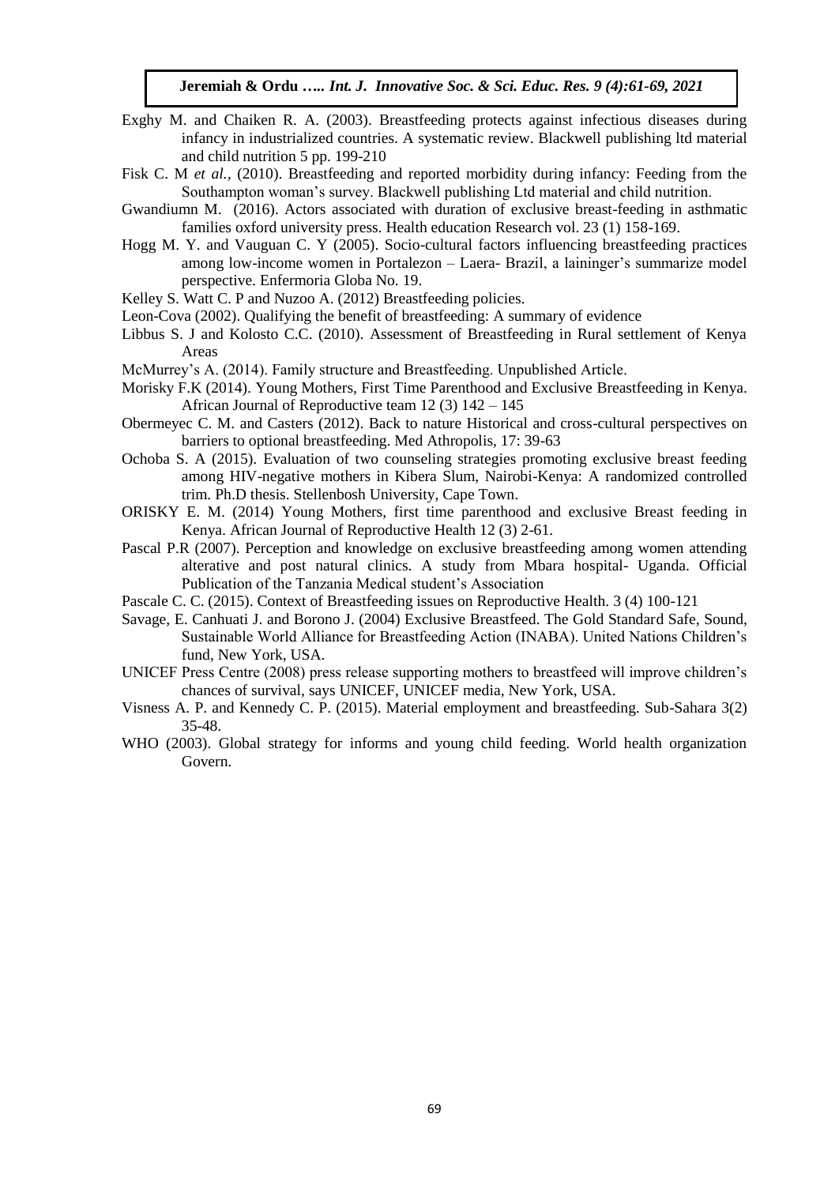Exghy M. and Chaiken R. A. (2003). Breastfeeding protects against infectious diseases during infancy in industrialized countries. A systematic review. Blackwell publishing ltd material and child nutrition 5 pp. 199-210

Fisk C. M *et al.,* (2010). Breastfeeding and reported morbidity during infancy: Feeding from the Southampton woman's survey. Blackwell publishing Ltd material and child nutrition.

Gwandiumn M. (2016). Actors associated with duration of exclusive breast-feeding in asthmatic families oxford university press. Health education Research vol. 23 (1) 158-169.

Hogg M. Y. and Vauguan C. Y (2005). Socio-cultural factors influencing breastfeeding practices among low-income women in Portalezon – Laera- Brazil, a laininger's summarize model perspective. Enfermoria Globa No. 19.

Kelley S. Watt C. P and Nuzoo A. (2012) Breastfeeding policies.

Leon-Cova (2002). Qualifying the benefit of breastfeeding: A summary of evidence

Libbus S. J and Kolosto C.C. (2010). Assessment of Breastfeeding in Rural settlement of Kenya Areas

McMurrey's A. (2014). Family structure and Breastfeeding. Unpublished Article.

Morisky F.K (2014). Young Mothers, First Time Parenthood and Exclusive Breastfeeding in Kenya. African Journal of Reproductive team 12 (3) 142 – 145

Obermeyec C. M. and Casters (2012). Back to nature Historical and cross-cultural perspectives on barriers to optional breastfeeding. Med Athropolis, 17: 39-63

Ochoba S. A (2015). Evaluation of two counseling strategies promoting exclusive breast feeding among HIV-negative mothers in Kibera Slum, Nairobi-Kenya: A randomized controlled trim. Ph.D thesis. Stellenbosh University, Cape Town.

ORISKY E. M. (2014) Young Mothers, first time parenthood and exclusive Breast feeding in Kenya. African Journal of Reproductive Health 12 (3) 2-61.

Pascal P.R (2007). Perception and knowledge on exclusive breastfeeding among women attending alterative and post natural clinics. A study from Mbara hospital- Uganda. Official Publication of the Tanzania Medical student's Association

Pascale C. C. (2015). Context of Breastfeeding issues on Reproductive Health. 3 (4) 100-121

Savage, E. Canhuati J. and Borono J. (2004) Exclusive Breastfeed. The Gold Standard Safe, Sound, Sustainable World Alliance for Breastfeeding Action (INABA). United Nations Children's fund, New York, USA.

UNICEF Press Centre (2008) press release supporting mothers to breastfeed will improve children's chances of survival, says UNICEF, UNICEF media, New York, USA.

Visness A. P. and Kennedy C. P. (2015). Material employment and breastfeeding. Sub-Sahara 3(2) 35-48.

WHO (2003). Global strategy for informs and young child feeding. World health organization Govern.